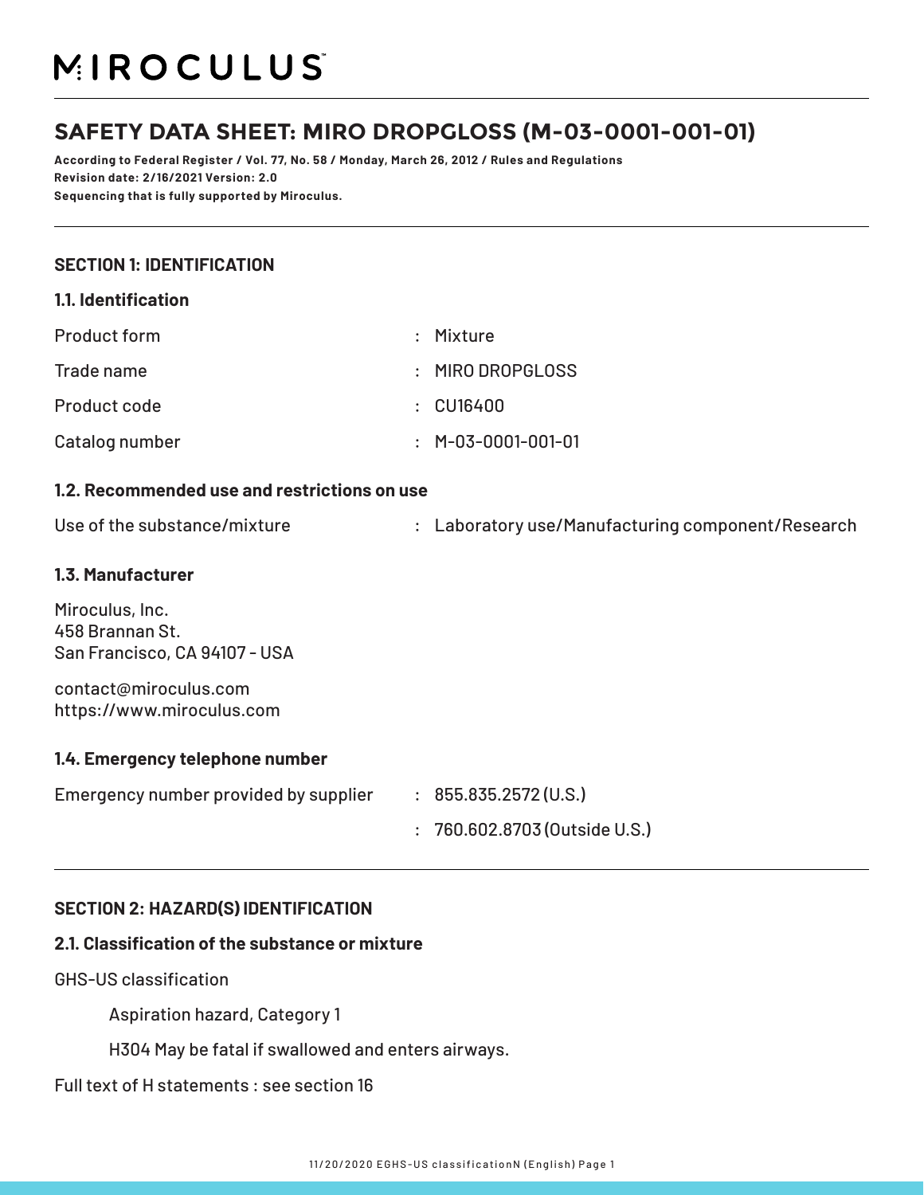# MIROCULUS

## SAFETY DATA SHEET: MIRO DROPGLOSS (M-03-0001-001-01)

**According to Federal Register / Vol. 77, No. 58 / Monday, March 26, 2012 / Rules and Regulations**
**Revision date: 2/16/2021 Version: 2.0**
**Sequencing that is fully supported by Miroculus.**

### SECTION 1: IDENTIFICATION

#### 1.1. Identification

| | |
|---|---|
| Product form | : Mixture |
| Trade name | : MIRO DROPGLOSS |
| Product code | : CU16400 |
| Catalog number | : M-03-0001-001-01 |

#### 1.2. Recommended use and restrictions on use

| | |
|---|---|
| Use of the substance/mixture | : Laboratory use/Manufacturing component/Research |

#### 1.3. Manufacturer

Miroculus, Inc.
458 Brannan St.
San Francisco, CA 94107 - USA

contact@miroculus.com
https://www.miroculus.com

#### 1.4. Emergency telephone number

| | |
|---|---|
| Emergency number provided by supplier | : 855.835.2572 (U.S.) |
| | : 760.602.8703 (Outside U.S.) |

### SECTION 2: HAZARD(S) IDENTIFICATION

#### 2.1. Classification of the substance or mixture

GHS-US classification

Aspiration hazard, Category 1

H304 May be fatal if swallowed and enters airways.

Full text of H statements : see section 16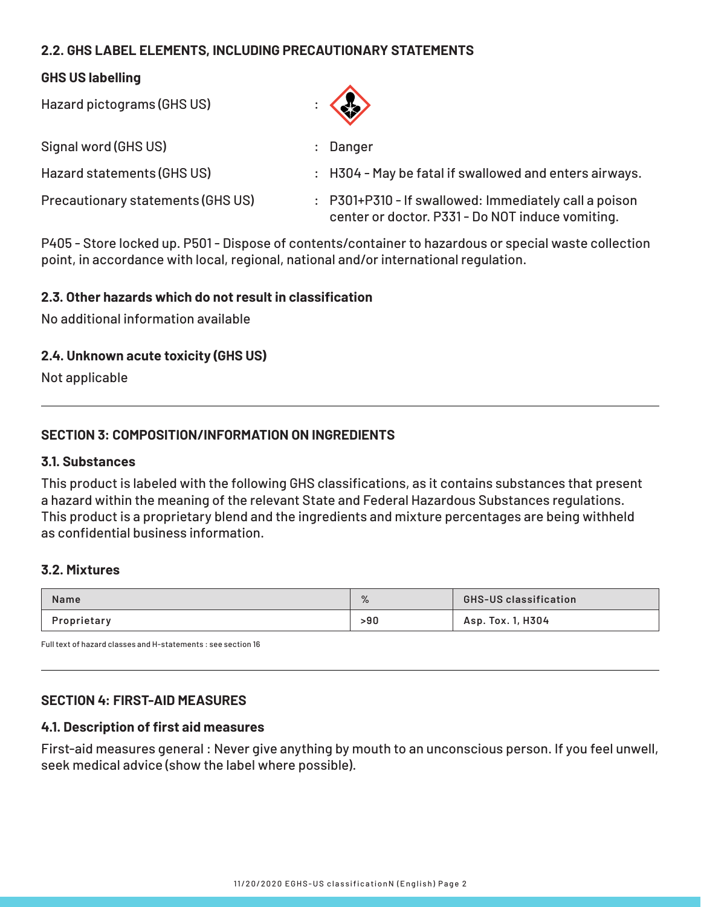### 2.2. GHS LABEL ELEMENTS, INCLUDING PRECAUTIONARY STATEMENTS

**GHS US labelling**

Hazard pictograms (GHS US) :

Signal word (GHS US) : Danger

Hazard statements (GHS US) : H304 - May be fatal if swallowed and enters airways.

Precautionary statements (GHS US) : P301+P310 - If swallowed: Immediately call a poison center or doctor. P331 - Do NOT induce vomiting.

P405 - Store locked up. P501 - Dispose of contents/container to hazardous or special waste collection point, in accordance with local, regional, national and/or international regulation.

### 2.3. Other hazards which do not result in classification

No additional information available

### 2.4. Unknown acute toxicity (GHS US)

Not applicable

## SECTION 3: COMPOSITION/INFORMATION ON INGREDIENTS

### 3.1. Substances

This product is labeled with the following GHS classifications, as it contains substances that present a hazard within the meaning of the relevant State and Federal Hazardous Substances regulations. This product is a proprietary blend and the ingredients and mixture percentages are being withheld as confidential business information.

### 3.2. Mixtures

| Name | % | GHS-US classification |
|---|---|---|
| Proprietary | >90 | Asp. Tox. 1, H304 |

Full text of hazard classes and H-statements : see section 16

## SECTION 4: FIRST-AID MEASURES

### 4.1. Description of first aid measures

First-aid measures general : Never give anything by mouth to an unconscious person. If you feel unwell, seek medical advice (show the label where possible).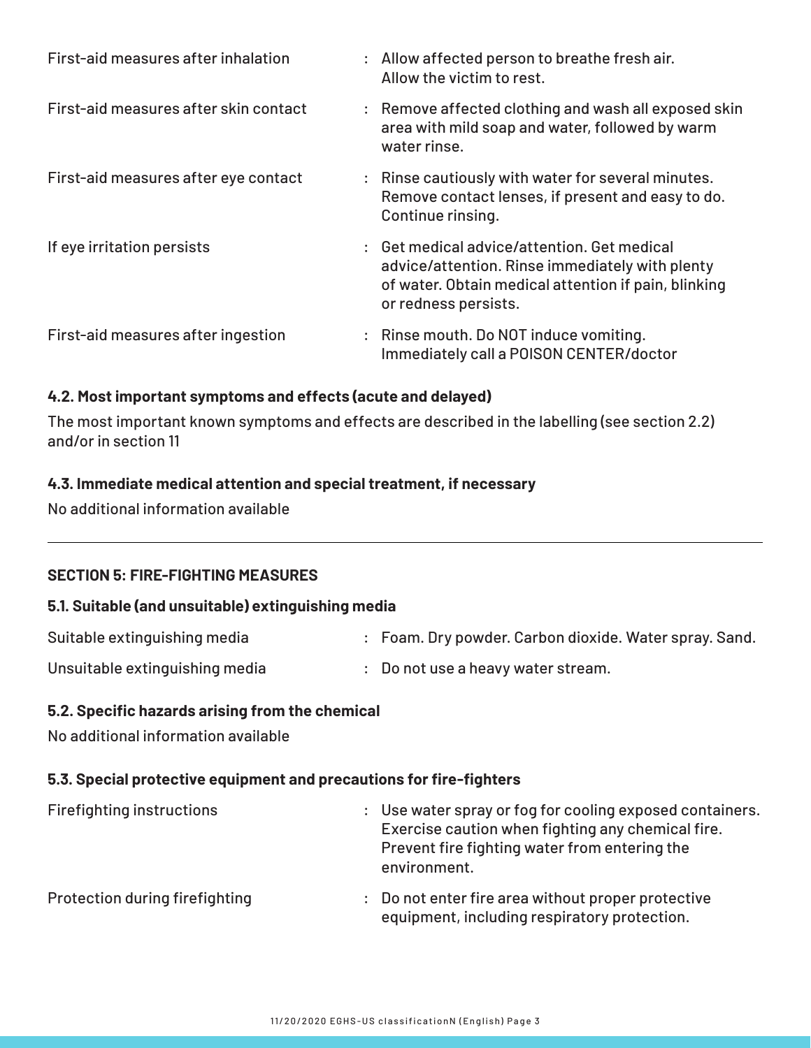| | | |
|---|---|---|
| First-aid measures after inhalation | : | Allow affected person to breathe fresh air. Allow the victim to rest. |
| First-aid measures after skin contact | : | Remove affected clothing and wash all exposed skin area with mild soap and water, followed by warm water rinse. |
| First-aid measures after eye contact | : | Rinse cautiously with water for several minutes. Remove contact lenses, if present and easy to do. Continue rinsing. |
| If eye irritation persists | : | Get medical advice/attention. Get medical advice/attention. Rinse immediately with plenty of water. Obtain medical attention if pain, blinking or redness persists. |
| First-aid measures after ingestion | : | Rinse mouth. Do NOT induce vomiting. Immediately call a POISON CENTER/doctor |

### 4.2. Most important symptoms and effects (acute and delayed)

The most important known symptoms and effects are described in the labelling (see section 2.2) and/or in section 11

### 4.3. Immediate medical attention and special treatment, if necessary

No additional information available

---

## SECTION 5: FIRE-FIGHTING MEASURES

### 5.1. Suitable (and unsuitable) extinguishing media

| | | |
|---|---|---|
| Suitable extinguishing media | : | Foam. Dry powder. Carbon dioxide. Water spray. Sand. |
| Unsuitable extinguishing media | : | Do not use a heavy water stream. |

### 5.2. Specific hazards arising from the chemical

No additional information available

### 5.3. Special protective equipment and precautions for fire-fighters

| | | |
|---|---|---|
| Firefighting instructions | : | Use water spray or fog for cooling exposed containers. Exercise caution when fighting any chemical fire. Prevent fire fighting water from entering the environment. |
| Protection during firefighting | : | Do not enter fire area without proper protective equipment, including respiratory protection. |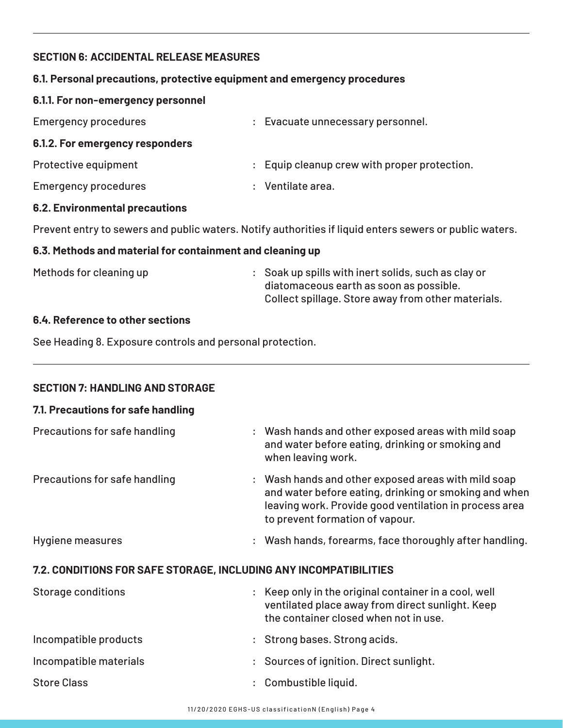## SECTION 6: ACCIDENTAL RELEASE MEASURES

### 6.1. Personal precautions, protective equipment and emergency procedures

#### 6.1.1. For non-emergency personnel

Emergency procedures : Evacuate unnecessary personnel.

#### 6.1.2. For emergency responders

Protective equipment : Equip cleanup crew with proper protection.

Emergency procedures : Ventilate area.

### 6.2. Environmental precautions

Prevent entry to sewers and public waters. Notify authorities if liquid enters sewers or public waters.

### 6.3. Methods and material for containment and cleaning up

Methods for cleaning up : Soak up spills with inert solids, such as clay or diatomaceous earth as soon as possible. Collect spillage. Store away from other materials.

### 6.4. Reference to other sections

See Heading 8. Exposure controls and personal protection.

---

## SECTION 7: HANDLING AND STORAGE

### 7.1. Precautions for safe handling

Precautions for safe handling : Wash hands and other exposed areas with mild soap and water before eating, drinking or smoking and when leaving work.

Precautions for safe handling : Wash hands and other exposed areas with mild soap and water before eating, drinking or smoking and when leaving work. Provide good ventilation in process area to prevent formation of vapour.

Hygiene measures : Wash hands, forearms, face thoroughly after handling.

### 7.2. CONDITIONS FOR SAFE STORAGE, INCLUDING ANY INCOMPATIBILITIES

Storage conditions : Keep only in the original container in a cool, well ventilated place away from direct sunlight. Keep the container closed when not in use.

Incompatible products : Strong bases. Strong acids.

Incompatible materials : Sources of ignition. Direct sunlight.

Store Class : Combustible liquid.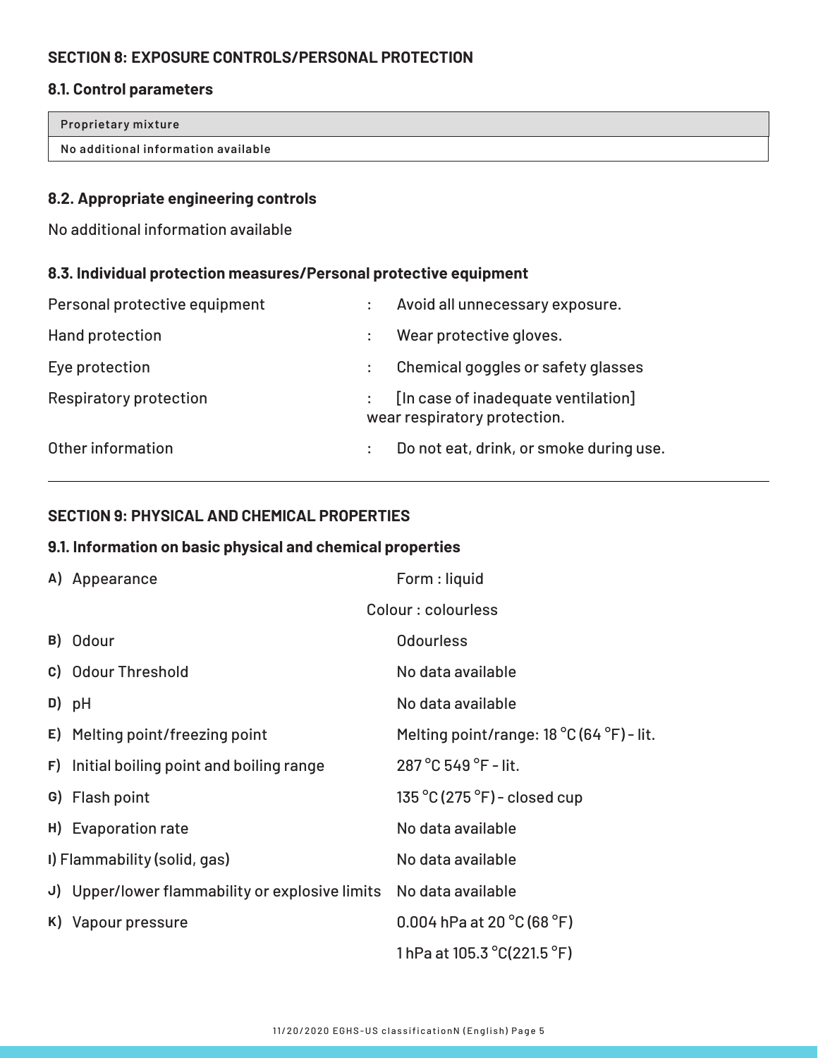## SECTION 8: EXPOSURE CONTROLS/PERSONAL PROTECTION

### 8.1. Control parameters

| Proprietary mixture |
|---|
| No additional information available |

### 8.2. Appropriate engineering controls

No additional information available

### 8.3. Individual protection measures/Personal protective equipment

| | | |
|---|---|---|
| Personal protective equipment | : | Avoid all unnecessary exposure. |
| Hand protection | : | Wear protective gloves. |
| Eye protection | : | Chemical goggles or safety glasses |
| Respiratory protection | : | [In case of inadequate ventilation] wear respiratory protection. |
| Other information | : | Do not eat, drink, or smoke during use. |

## SECTION 9: PHYSICAL AND CHEMICAL PROPERTIES

### 9.1. Information on basic physical and chemical properties

| | |
|---|---|
| A) Appearance | Form : liquid |
| | Colour : colourless |
| B) Odour | Odourless |
| C) Odour Threshold | No data available |
| D) pH | No data available |
| E) Melting point/freezing point | Melting point/range: 18 °C (64 °F) - lit. |
| F) Initial boiling point and boiling range | 287 °C 549 °F - lit. |
| G) Flash point | 135 °C (275 °F) - closed cup |
| H) Evaporation rate | No data available |
| I) Flammability (solid, gas) | No data available |
| J) Upper/lower flammability or explosive limits | No data available |
| K) Vapour pressure | 0.004 hPa at 20 °C (68 °F) |
| | 1 hPa at 105.3 °C(221.5 °F) |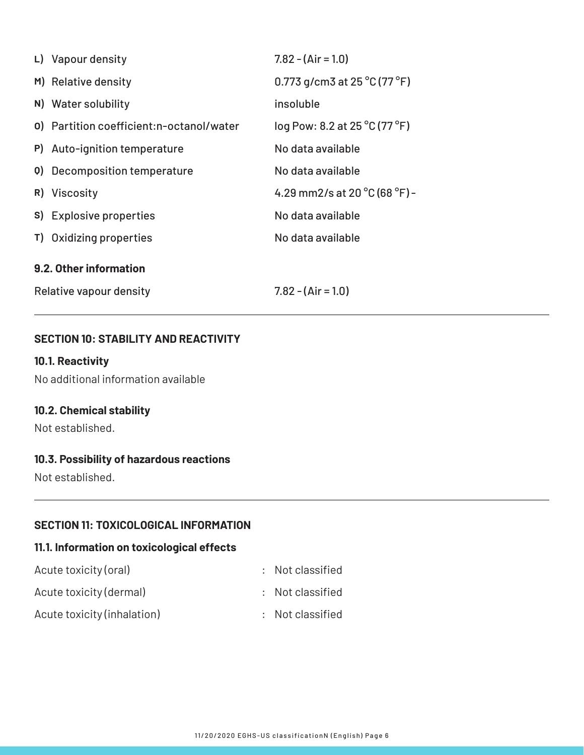| | |
|---|---|
| L) Vapour density | 7.82 - (Air = 1.0) |
| M) Relative density | 0.773 g/cm3 at 25 °C (77 °F) |
| N) Water solubility | insoluble |
| O) Partition coefficient:n-octanol/water | log Pow: 8.2 at 25 °C (77 °F) |
| P) Auto-ignition temperature | No data available |
| Q) Decomposition temperature | No data available |
| R) Viscosity | 4.29 mm2/s at 20 °C (68 °F) - |
| S) Explosive properties | No data available |
| T) Oxidizing properties | No data available |

### 9.2. Other information

Relative vapour density 7.82 - (Air = 1.0)

---

## SECTION 10: STABILITY AND REACTIVITY

### 10.1. Reactivity

No additional information available

### 10.2. Chemical stability

Not established.

### 10.3. Possibility of hazardous reactions

Not established.

---

## SECTION 11: TOXICOLOGICAL INFORMATION

### 11.1. Information on toxicological effects

| | |
|---|---|
| Acute toxicity (oral) | : Not classified |
| Acute toxicity (dermal) | : Not classified |
| Acute toxicity (inhalation) | : Not classified |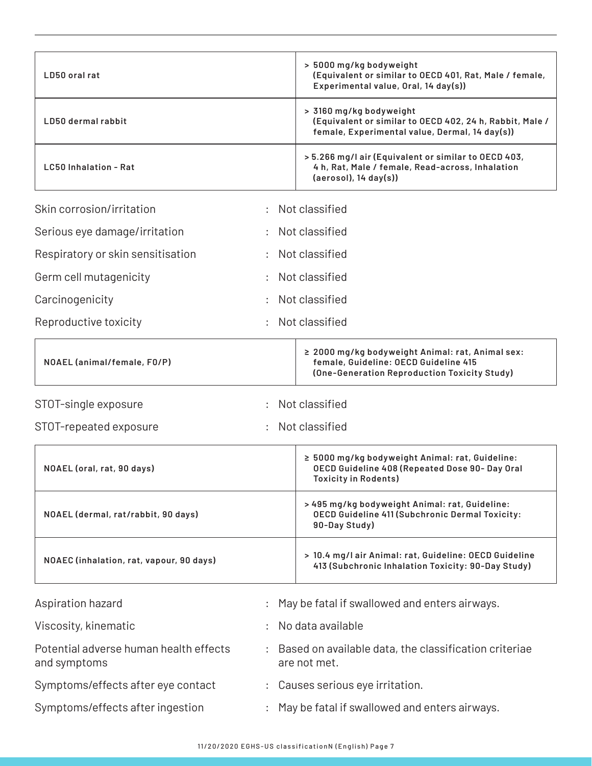| | |
|---|---|
| LD50 oral rat | > 5000 mg/kg bodyweight (Equivalent or similar to OECD 401, Rat, Male / female, Experimental value, Oral, 14 day(s)) |
| LD50 dermal rabbit | > 3160 mg/kg bodyweight (Equivalent or similar to OECD 402, 24 h, Rabbit, Male / female, Experimental value, Dermal, 14 day(s)) |
| LC50 Inhalation - Rat | > 5.266 mg/l air (Equivalent or similar to OECD 403, 4 h, Rat, Male / female, Read-across, Inhalation (aerosol), 14 day(s)) |

Skin corrosion/irritation : Not classified

Serious eye damage/irritation : Not classified

Respiratory or skin sensitisation : Not classified

Germ cell mutagenicity : Not classified

Carcinogenicity : Not classified

Reproductive toxicity : Not classified

| | |
|---|---|
| NOAEL (animal/female, F0/P) | ≥ 2000 mg/kg bodyweight Animal: rat, Animal sex: female, Guideline: OECD Guideline 415 (One-Generation Reproduction Toxicity Study) |

STOT-single exposure : Not classified

STOT-repeated exposure : Not classified

| | |
|---|---|
| NOAEL (oral, rat, 90 days) | ≥ 5000 mg/kg bodyweight Animal: rat, Guideline: OECD Guideline 408 (Repeated Dose 90- Day Oral Toxicity in Rodents) |
| NOAEL (dermal, rat/rabbit, 90 days) | > 495 mg/kg bodyweight Animal: rat, Guideline: OECD Guideline 411 (Subchronic Dermal Toxicity: 90-Day Study) |
| NOAEC (inhalation, rat, vapour, 90 days) | > 10.4 mg/l air Animal: rat, Guideline: OECD Guideline 413 (Subchronic Inhalation Toxicity: 90-Day Study) |

Aspiration hazard : May be fatal if swallowed and enters airways.

Viscosity, kinematic : No data available

Potential adverse human health effects and symptoms : Based on available data, the classification criteriae are not met.

Symptoms/effects after eye contact : Causes serious eye irritation.

Symptoms/effects after ingestion : May be fatal if swallowed and enters airways.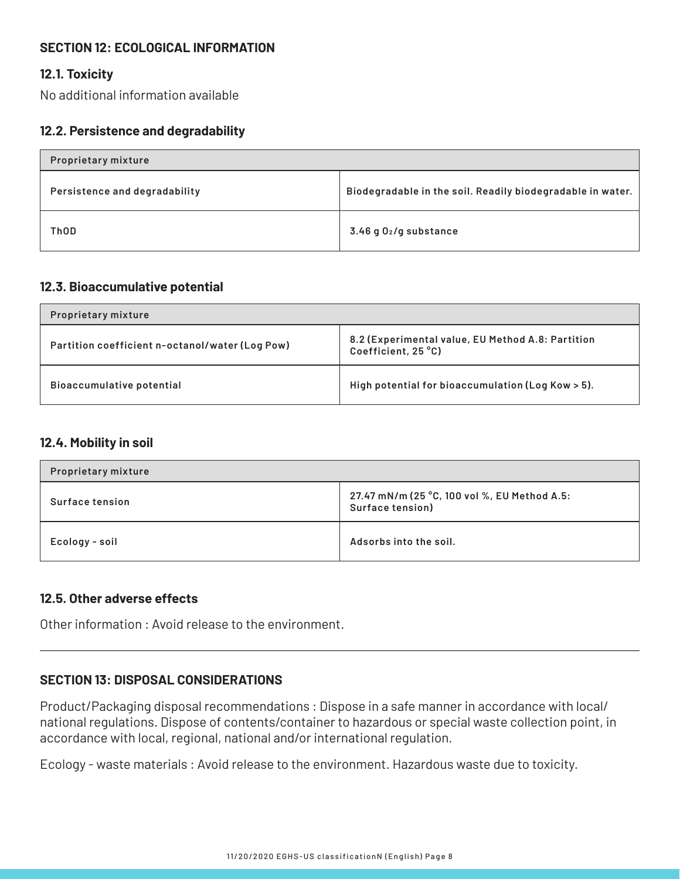## SECTION 12: ECOLOGICAL INFORMATION

### 12.1. Toxicity

No additional information available

### 12.2. Persistence and degradability

| Proprietary mixture | |
|---|---|
| Persistence and degradability | Biodegradable in the soil. Readily biodegradable in water. |
| ThOD | 3.46 g $O_2$/g substance |

### 12.3. Bioaccumulative potential

| Proprietary mixture | |
|---|---|
| Partition coefficient n-octanol/water (Log Pow) | 8.2 (Experimental value, EU Method A.8: Partition Coefficient, 25 °C) |
| Bioaccumulative potential | High potential for bioaccumulation (Log Kow > 5). |

### 12.4. Mobility in soil

| Proprietary mixture | |
|---|---|
| Surface tension | 27.47 mN/m (25 °C, 100 vol %, EU Method A.5: Surface tension) |
| Ecology - soil | Adsorbs into the soil. |

### 12.5. Other adverse effects

Other information : Avoid release to the environment.

---

## SECTION 13: DISPOSAL CONSIDERATIONS

Product/Packaging disposal recommendations : Dispose in a safe manner in accordance with local/ national regulations. Dispose of contents/container to hazardous or special waste collection point, in accordance with local, regional, national and/or international regulation.

Ecology - waste materials : Avoid release to the environment. Hazardous waste due to toxicity.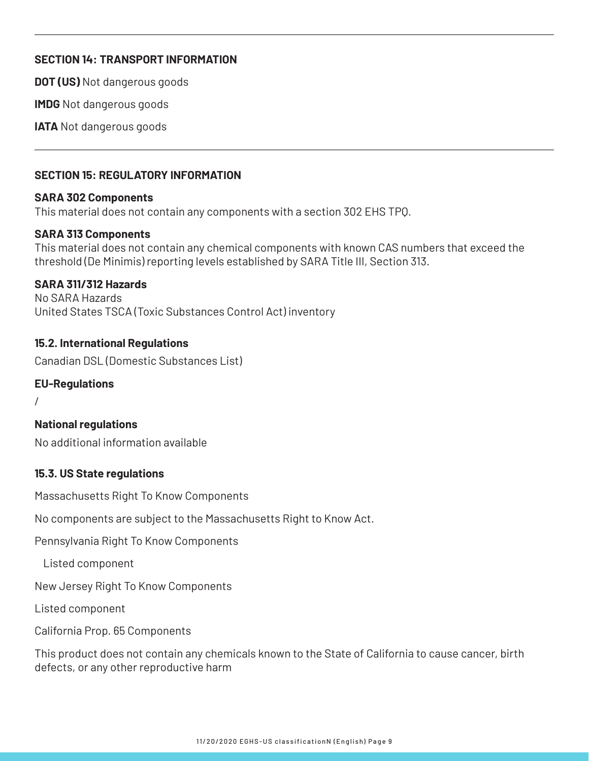## SECTION 14: TRANSPORT INFORMATION

**DOT (US)** Not dangerous goods

**IMDG** Not dangerous goods

**IATA** Not dangerous goods

## SECTION 15: REGULATORY INFORMATION

**SARA 302 Components**
This material does not contain any components with a section 302 EHS TPQ.

**SARA 313 Components**
This material does not contain any chemical components with known CAS numbers that exceed the threshold (De Minimis) reporting levels established by SARA Title III, Section 313.

**SARA 311/312 Hazards**
No SARA Hazards
United States TSCA (Toxic Substances Control Act) inventory

### 15.2. International Regulations

Canadian DSL (Domestic Substances List)

**EU-Regulations**

/

**National regulations**

No additional information available

### 15.3. US State regulations

Massachusetts Right To Know Components

No components are subject to the Massachusetts Right to Know Act.

Pennsylvania Right To Know Components

Listed component

New Jersey Right To Know Components

Listed component

California Prop. 65 Components

This product does not contain any chemicals known to the State of California to cause cancer, birth defects, or any other reproductive harm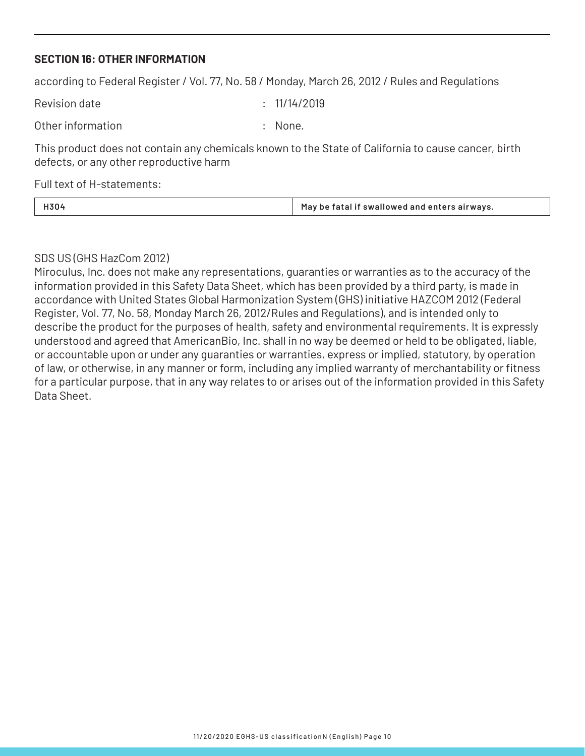## SECTION 16: OTHER INFORMATION

according to Federal Register / Vol. 77, No. 58 / Monday, March 26, 2012 / Rules and Regulations

Revision date : 11/14/2019

Other information : None.

This product does not contain any chemicals known to the State of California to cause cancer, birth defects, or any other reproductive harm

Full text of H-statements:

| | |
|---|---|
| H304 | May be fatal if swallowed and enters airways. |

SDS US (GHS HazCom 2012)
Miroculus, Inc. does not make any representations, guaranties or warranties as to the accuracy of the information provided in this Safety Data Sheet, which has been provided by a third party, is made in accordance with United States Global Harmonization System (GHS) initiative HAZCOM 2012 (Federal Register, Vol. 77, No. 58, Monday March 26, 2012/Rules and Regulations), and is intended only to describe the product for the purposes of health, safety and environmental requirements. It is expressly understood and agreed that AmericanBio, Inc. shall in no way be deemed or held to be obligated, liable, or accountable upon or under any guaranties or warranties, express or implied, statutory, by operation of law, or otherwise, in any manner or form, including any implied warranty of merchantability or fitness for a particular purpose, that in any way relates to or arises out of the information provided in this Safety Data Sheet.